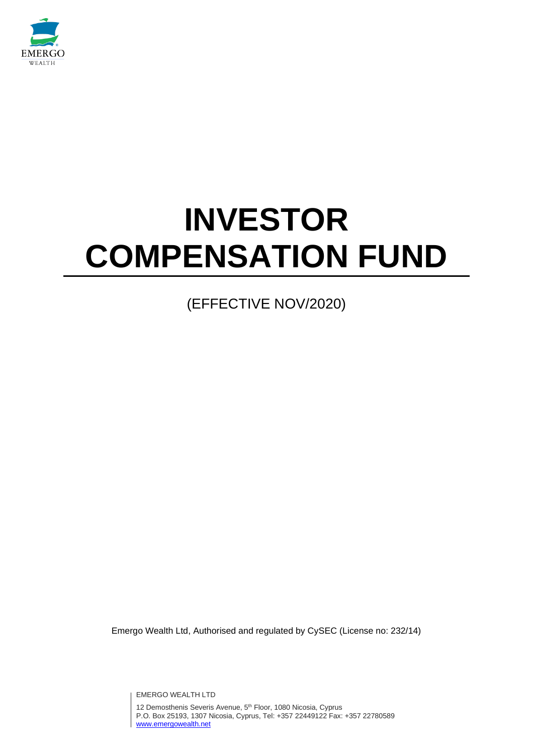EMERGO
WEALTH

# INVESTOR COMPENSATION FUND

(EFFECTIVE NOV/2020)

Emergo Wealth Ltd, Authorised and regulated by CySEC (License no: 232/14)

EMERGO WEALTH LTD

12 Demosthenis Severis Avenue, 5th Floor, 1080 Nicosia, Cyprus
P.O. Box 25193, 1307 Nicosia, Cyprus, Tel: +357 22449122 Fax: +357 22780589
www.emergowealth.net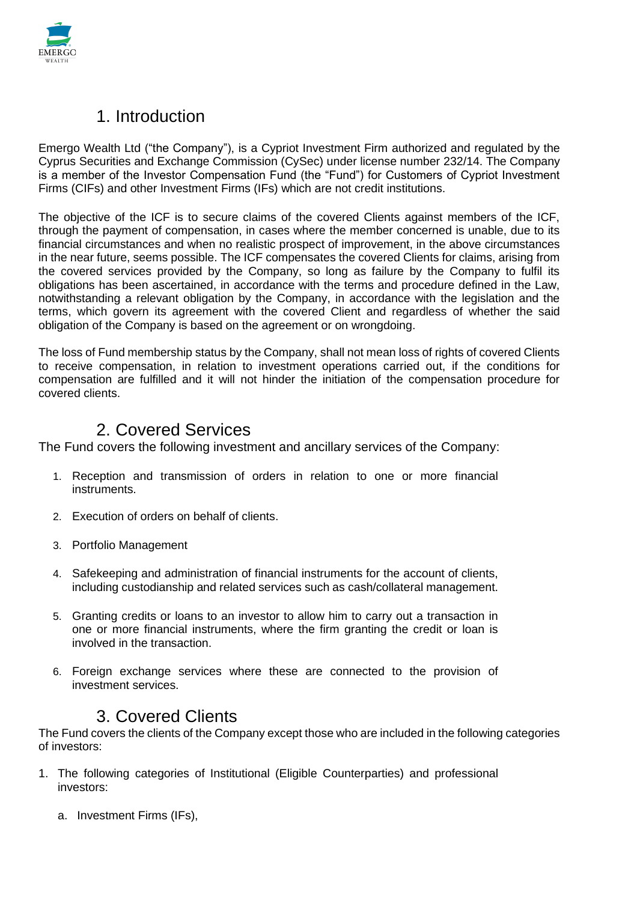## 1. Introduction

Emergo Wealth Ltd ("the Company"), is a Cypriot Investment Firm authorized and regulated by the Cyprus Securities and Exchange Commission (CySec) under license number 232/14. The Company is a member of the Investor Compensation Fund (the "Fund") for Customers of Cypriot Investment Firms (CIFs) and other Investment Firms (IFs) which are not credit institutions.

The objective of the ICF is to secure claims of the covered Clients against members of the ICF, through the payment of compensation, in cases where the member concerned is unable, due to its financial circumstances and when no realistic prospect of improvement, in the above circumstances in the near future, seems possible. The ICF compensates the covered Clients for claims, arising from the covered services provided by the Company, so long as failure by the Company to fulfil its obligations has been ascertained, in accordance with the terms and procedure defined in the Law, notwithstanding a relevant obligation by the Company, in accordance with the legislation and the terms, which govern its agreement with the covered Client and regardless of whether the said obligation of the Company is based on the agreement or on wrongdoing.

The loss of Fund membership status by the Company, shall not mean loss of rights of covered Clients to receive compensation, in relation to investment operations carried out, if the conditions for compensation are fulfilled and it will not hinder the initiation of the compensation procedure for covered clients.

## 2. Covered Services

The Fund covers the following investment and ancillary services of the Company:

1. Reception and transmission of orders in relation to one or more financial instruments.
2. Execution of orders on behalf of clients.
3. Portfolio Management
4. Safekeeping and administration of financial instruments for the account of clients, including custodianship and related services such as cash/collateral management.
5. Granting credits or loans to an investor to allow him to carry out a transaction in one or more financial instruments, where the firm granting the credit or loan is involved in the transaction.
6. Foreign exchange services where these are connected to the provision of investment services.

## 3. Covered Clients

The Fund covers the clients of the Company except those who are included in the following categories of investors:

1. The following categories of Institutional (Eligible Counterparties) and professional investors:
   a. Investment Firms (IFs),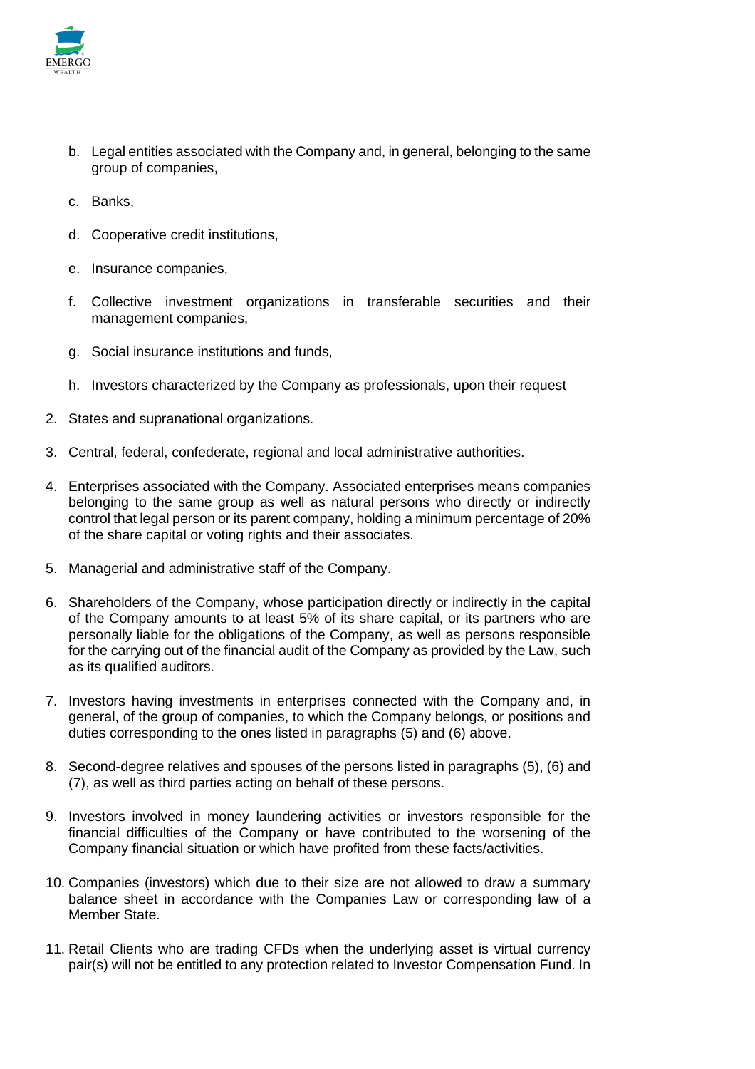b. Legal entities associated with the Company and, in general, belonging to the same group of companies,

   c. Banks,

   d. Cooperative credit institutions,

   e. Insurance companies,

   f. Collective investment organizations in transferable securities and their management companies,

   g. Social insurance institutions and funds,

   h. Investors characterized by the Company as professionals, upon their request

2. States and supranational organizations.

3. Central, federal, confederate, regional and local administrative authorities.

4. Enterprises associated with the Company. Associated enterprises means companies belonging to the same group as well as natural persons who directly or indirectly control that legal person or its parent company, holding a minimum percentage of 20% of the share capital or voting rights and their associates.

5. Managerial and administrative staff of the Company.

6. Shareholders of the Company, whose participation directly or indirectly in the capital of the Company amounts to at least 5% of its share capital, or its partners who are personally liable for the obligations of the Company, as well as persons responsible for the carrying out of the financial audit of the Company as provided by the Law, such as its qualified auditors.

7. Investors having investments in enterprises connected with the Company and, in general, of the group of companies, to which the Company belongs, or positions and duties corresponding to the ones listed in paragraphs (5) and (6) above.

8. Second-degree relatives and spouses of the persons listed in paragraphs (5), (6) and (7), as well as third parties acting on behalf of these persons.

9. Investors involved in money laundering activities or investors responsible for the financial difficulties of the Company or have contributed to the worsening of the Company financial situation or which have profited from these facts/activities.

10. Companies (investors) which due to their size are not allowed to draw a summary balance sheet in accordance with the Companies Law or corresponding law of a Member State.

11. Retail Clients who are trading CFDs when the underlying asset is virtual currency pair(s) will not be entitled to any protection related to Investor Compensation Fund. In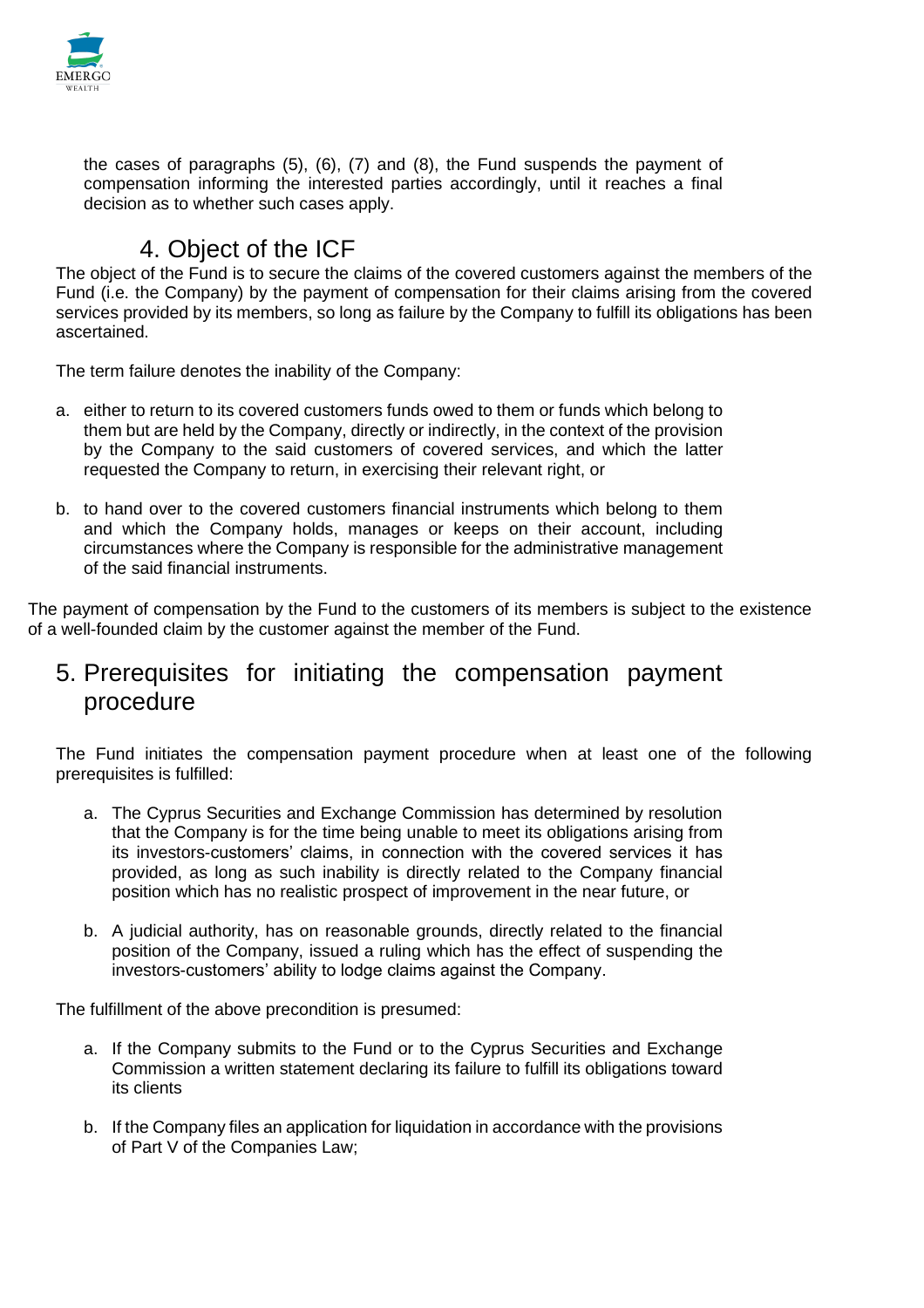the cases of paragraphs (5), (6), (7) and (8), the Fund suspends the payment of compensation informing the interested parties accordingly, until it reaches a final decision as to whether such cases apply.

## 4. Object of the ICF

The object of the Fund is to secure the claims of the covered customers against the members of the Fund (i.e. the Company) by the payment of compensation for their claims arising from the covered services provided by its members, so long as failure by the Company to fulfill its obligations has been ascertained.

The term failure denotes the inability of the Company:

a. either to return to its covered customers funds owed to them or funds which belong to them but are held by the Company, directly or indirectly, in the context of the provision by the Company to the said customers of covered services, and which the latter requested the Company to return, in exercising their relevant right, or

b. to hand over to the covered customers financial instruments which belong to them and which the Company holds, manages or keeps on their account, including circumstances where the Company is responsible for the administrative management of the said financial instruments.

The payment of compensation by the Fund to the customers of its members is subject to the existence of a well-founded claim by the customer against the member of the Fund.

## 5. Prerequisites for initiating the compensation payment procedure

The Fund initiates the compensation payment procedure when at least one of the following prerequisites is fulfilled:

a. The Cyprus Securities and Exchange Commission has determined by resolution that the Company is for the time being unable to meet its obligations arising from its investors-customers' claims, in connection with the covered services it has provided, as long as such inability is directly related to the Company financial position which has no realistic prospect of improvement in the near future, or

b. A judicial authority, has on reasonable grounds, directly related to the financial position of the Company, issued a ruling which has the effect of suspending the investors-customers' ability to lodge claims against the Company.

The fulfillment of the above precondition is presumed:

a. If the Company submits to the Fund or to the Cyprus Securities and Exchange Commission a written statement declaring its failure to fulfill its obligations toward its clients

b. If the Company files an application for liquidation in accordance with the provisions of Part V of the Companies Law;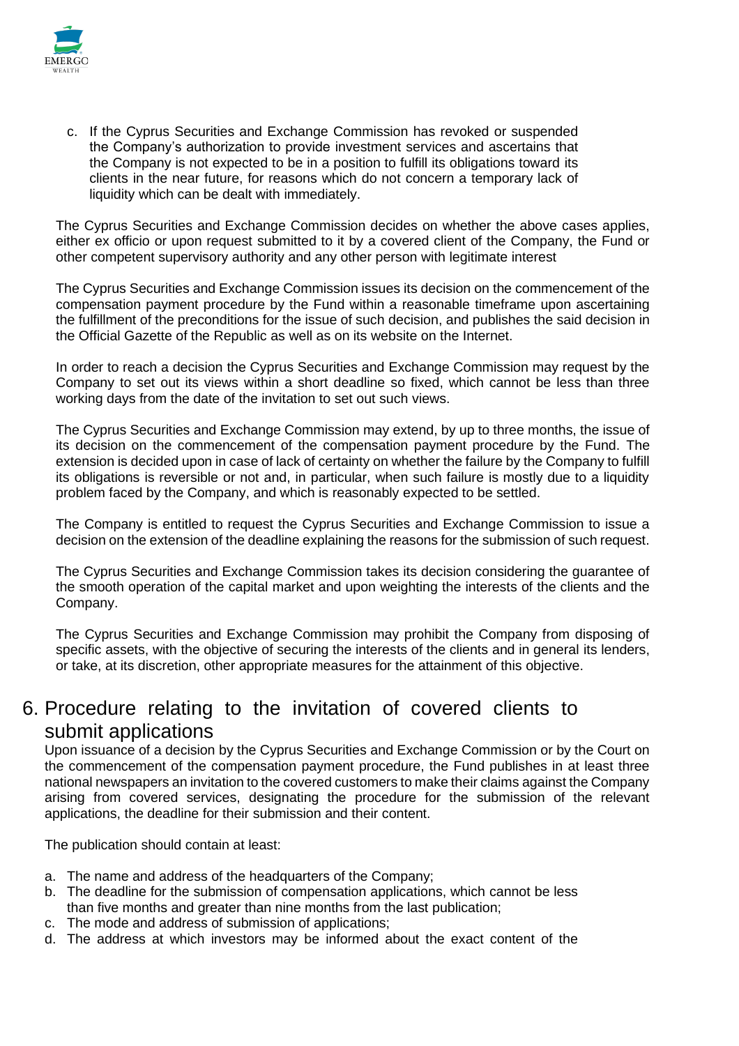c. If the Cyprus Securities and Exchange Commission has revoked or suspended the Company's authorization to provide investment services and ascertains that the Company is not expected to be in a position to fulfill its obligations toward its clients in the near future, for reasons which do not concern a temporary lack of liquidity which can be dealt with immediately.

The Cyprus Securities and Exchange Commission decides on whether the above cases applies, either ex officio or upon request submitted to it by a covered client of the Company, the Fund or other competent supervisory authority and any other person with legitimate interest

The Cyprus Securities and Exchange Commission issues its decision on the commencement of the compensation payment procedure by the Fund within a reasonable timeframe upon ascertaining the fulfillment of the preconditions for the issue of such decision, and publishes the said decision in the Official Gazette of the Republic as well as on its website on the Internet.

In order to reach a decision the Cyprus Securities and Exchange Commission may request by the Company to set out its views within a short deadline so fixed, which cannot be less than three working days from the date of the invitation to set out such views.

The Cyprus Securities and Exchange Commission may extend, by up to three months, the issue of its decision on the commencement of the compensation payment procedure by the Fund. The extension is decided upon in case of lack of certainty on whether the failure by the Company to fulfill its obligations is reversible or not and, in particular, when such failure is mostly due to a liquidity problem faced by the Company, and which is reasonably expected to be settled.

The Company is entitled to request the Cyprus Securities and Exchange Commission to issue a decision on the extension of the deadline explaining the reasons for the submission of such request.

The Cyprus Securities and Exchange Commission takes its decision considering the guarantee of the smooth operation of the capital market and upon weighting the interests of the clients and the Company.

The Cyprus Securities and Exchange Commission may prohibit the Company from disposing of specific assets, with the objective of securing the interests of the clients and in general its lenders, or take, at its discretion, other appropriate measures for the attainment of this objective.

# 6. Procedure relating to the invitation of covered clients to submit applications

Upon issuance of a decision by the Cyprus Securities and Exchange Commission or by the Court on the commencement of the compensation payment procedure, the Fund publishes in at least three national newspapers an invitation to the covered customers to make their claims against the Company arising from covered services, designating the procedure for the submission of the relevant applications, the deadline for their submission and their content.

The publication should contain at least:

a. The name and address of the headquarters of the Company;
b. The deadline for the submission of compensation applications, which cannot be less than five months and greater than nine months from the last publication;
c. The mode and address of submission of applications;
d. The address at which investors may be informed about the exact content of the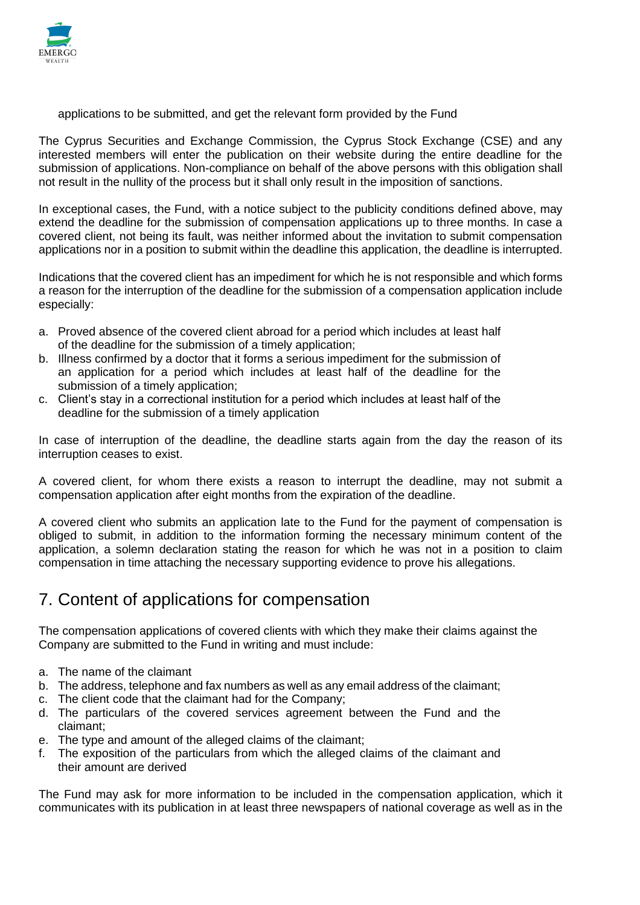applications to be submitted, and get the relevant form provided by the Fund

The Cyprus Securities and Exchange Commission, the Cyprus Stock Exchange (CSE) and any interested members will enter the publication on their website during the entire deadline for the submission of applications. Non-compliance on behalf of the above persons with this obligation shall not result in the nullity of the process but it shall only result in the imposition of sanctions.

In exceptional cases, the Fund, with a notice subject to the publicity conditions defined above, may extend the deadline for the submission of compensation applications up to three months. In case a covered client, not being its fault, was neither informed about the invitation to submit compensation applications nor in a position to submit within the deadline this application, the deadline is interrupted.

Indications that the covered client has an impediment for which he is not responsible and which forms a reason for the interruption of the deadline for the submission of a compensation application include especially:

a. Proved absence of the covered client abroad for a period which includes at least half of the deadline for the submission of a timely application;
b. Illness confirmed by a doctor that it forms a serious impediment for the submission of an application for a period which includes at least half of the deadline for the submission of a timely application;
c. Client's stay in a correctional institution for a period which includes at least half of the deadline for the submission of a timely application

In case of interruption of the deadline, the deadline starts again from the day the reason of its interruption ceases to exist.

A covered client, for whom there exists a reason to interrupt the deadline, may not submit a compensation application after eight months from the expiration of the deadline.

A covered client who submits an application late to the Fund for the payment of compensation is obliged to submit, in addition to the information forming the necessary minimum content of the application, a solemn declaration stating the reason for which he was not in a position to claim compensation in time attaching the necessary supporting evidence to prove his allegations.

## 7. Content of applications for compensation

The compensation applications of covered clients with which they make their claims against the Company are submitted to the Fund in writing and must include:

a. The name of the claimant
b. The address, telephone and fax numbers as well as any email address of the claimant;
c. The client code that the claimant had for the Company;
d. The particulars of the covered services agreement between the Fund and the claimant;
e. The type and amount of the alleged claims of the claimant;
f. The exposition of the particulars from which the alleged claims of the claimant and their amount are derived

The Fund may ask for more information to be included in the compensation application, which it communicates with its publication in at least three newspapers of national coverage as well as in the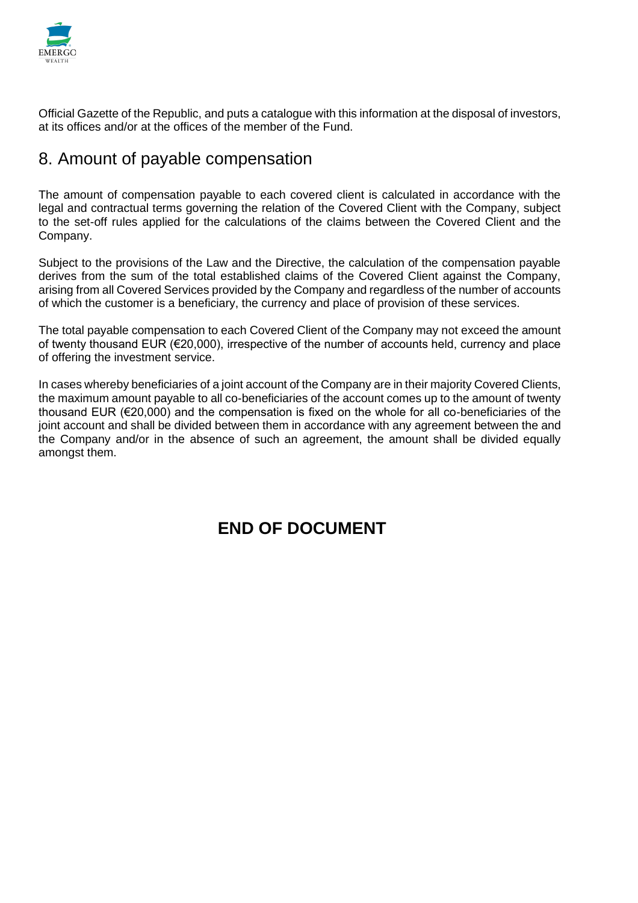Official Gazette of the Republic, and puts a catalogue with this information at the disposal of investors, at its offices and/or at the offices of the member of the Fund.

## 8. Amount of payable compensation

The amount of compensation payable to each covered client is calculated in accordance with the legal and contractual terms governing the relation of the Covered Client with the Company, subject to the set-off rules applied for the calculations of the claims between the Covered Client and the Company.

Subject to the provisions of the Law and the Directive, the calculation of the compensation payable derives from the sum of the total established claims of the Covered Client against the Company, arising from all Covered Services provided by the Company and regardless of the number of accounts of which the customer is a beneficiary, the currency and place of provision of these services.

The total payable compensation to each Covered Client of the Company may not exceed the amount of twenty thousand EUR (€20,000), irrespective of the number of accounts held, currency and place of offering the investment service.

In cases whereby beneficiaries of a joint account of the Company are in their majority Covered Clients, the maximum amount payable to all co-beneficiaries of the account comes up to the amount of twenty thousand EUR (€20,000) and the compensation is fixed on the whole for all co-beneficiaries of the joint account and shall be divided between them in accordance with any agreement between the and the Company and/or in the absence of such an agreement, the amount shall be divided equally amongst them.

**END OF DOCUMENT**